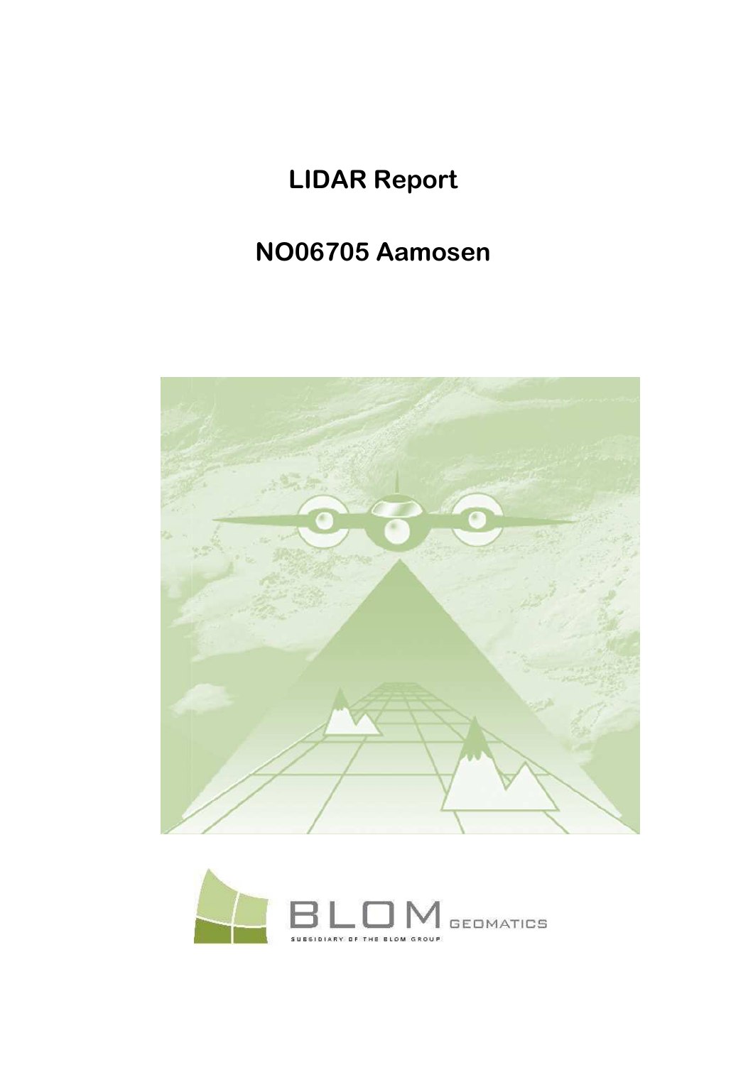# LIDAR Report

# NO06705 Aamosen

BLOM GEOMATICS

SUBSIDIARY OF THE BLOM GROUP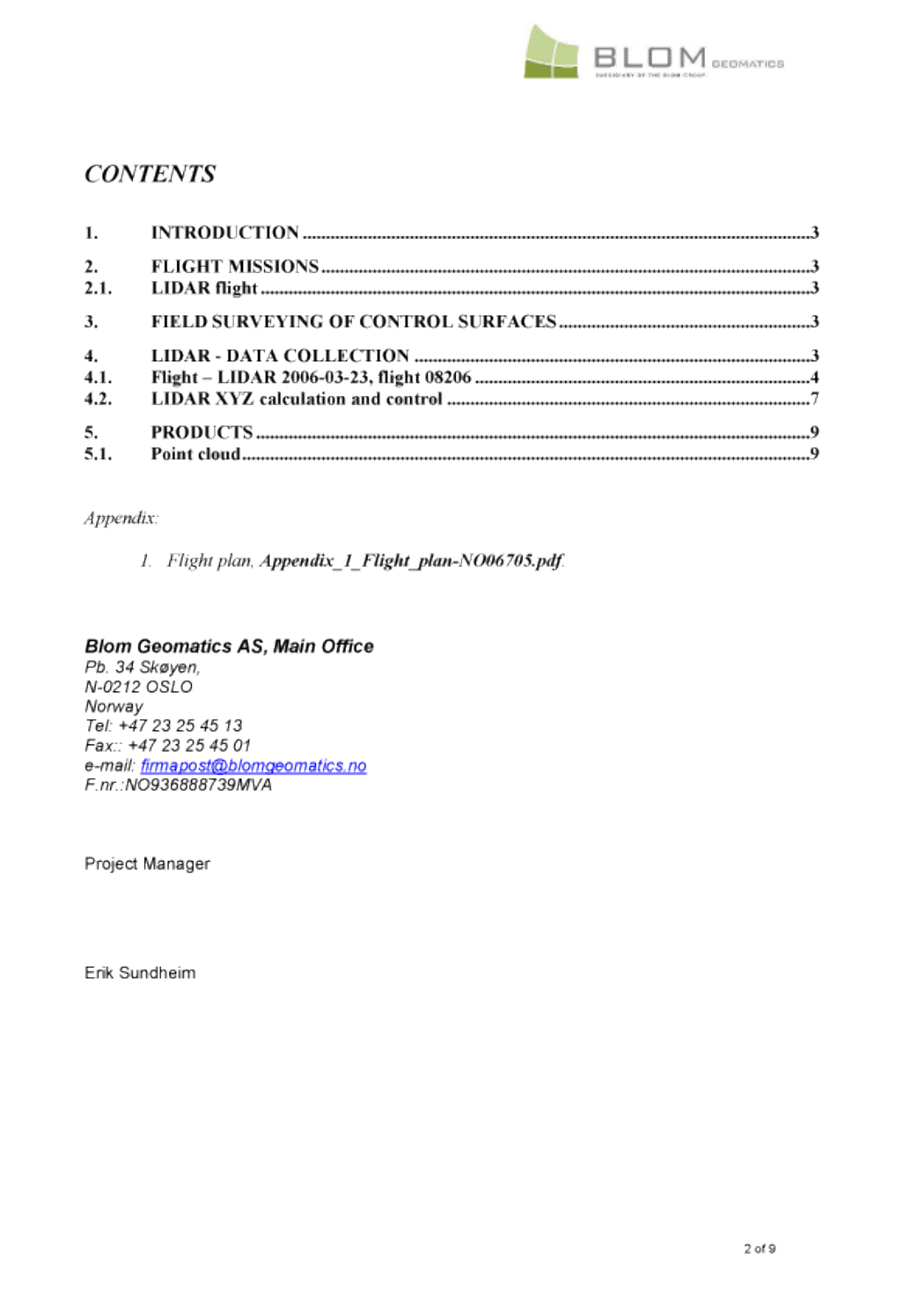# CONTENTS

| | | |
|---|---|---|
| 1. | INTRODUCTION | 3 |
| 2. | FLIGHT MISSIONS | 3 |
| 2.1. | LIDAR flight | 3 |
| 3. | FIELD SURVEYING OF CONTROL SURFACES | 3 |
| 4. | LIDAR - DATA COLLECTION | 3 |
| 4.1. | Flight – LIDAR 2006-03-23, flight 08206 | 4 |
| 4.2. | LIDAR XYZ calculation and control | 7 |
| 5. | PRODUCTS | 9 |
| 5.1. | Point cloud | 9 |

*Appendix:*

1. *Flight plan,* ***Appendix_1_Flight_plan-NO06705.pdf****.*

***Blom Geomatics AS, Main Office***
*Pb. 34 Skøyen,*
*N-0212 OSLO*
*Norway*
*Tel: +47 23 25 45 13*
*Fax:: +47 23 25 45 01*
*e-mail: firmapost@blomgeomatics.no*
*F.nr.:NO936888739MVA*

Project Manager

Erik Sundheim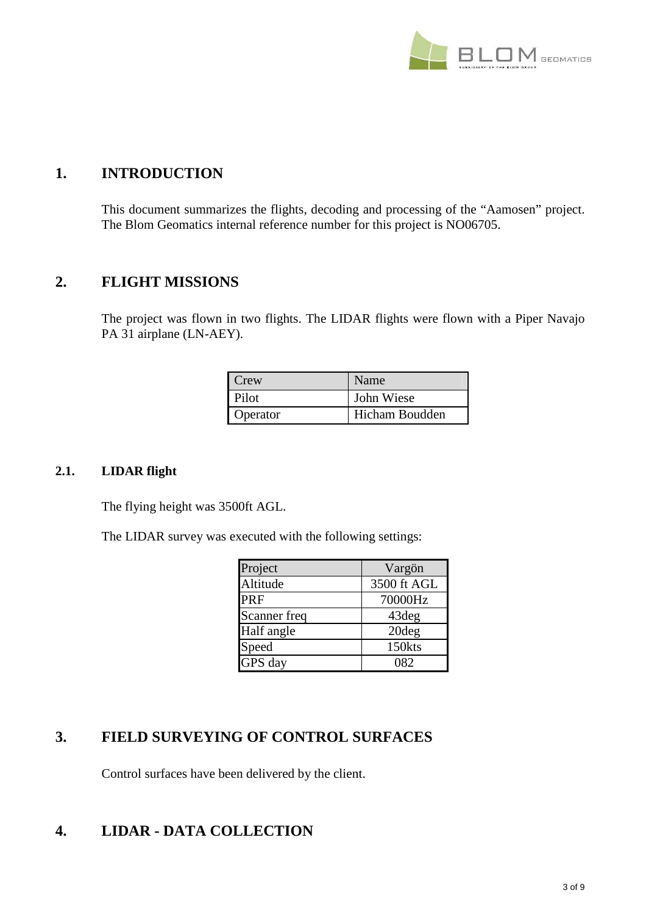# 1. INTRODUCTION

This document summarizes the flights, decoding and processing of the "Aamosen" project. The Blom Geomatics internal reference number for this project is NO06705.

# 2. FLIGHT MISSIONS

The project was flown in two flights. The LIDAR flights were flown with a Piper Navajo PA 31 airplane (LN-AEY).

| Crew | Name |
|---|---|
| Pilot | John Wiese |
| Operator | Hicham Boudden |

## 2.1. LIDAR flight

The flying height was 3500ft AGL.

The LIDAR survey was executed with the following settings:

| Project | Vargön |
|---|---|
| Altitude | 3500 ft AGL |
| PRF | 70000Hz |
| Scanner freq | 43deg |
| Half angle | 20deg |
| Speed | 150kts |
| GPS day | 082 |

# 3. FIELD SURVEYING OF CONTROL SURFACES

Control surfaces have been delivered by the client.

# 4. LIDAR - DATA COLLECTION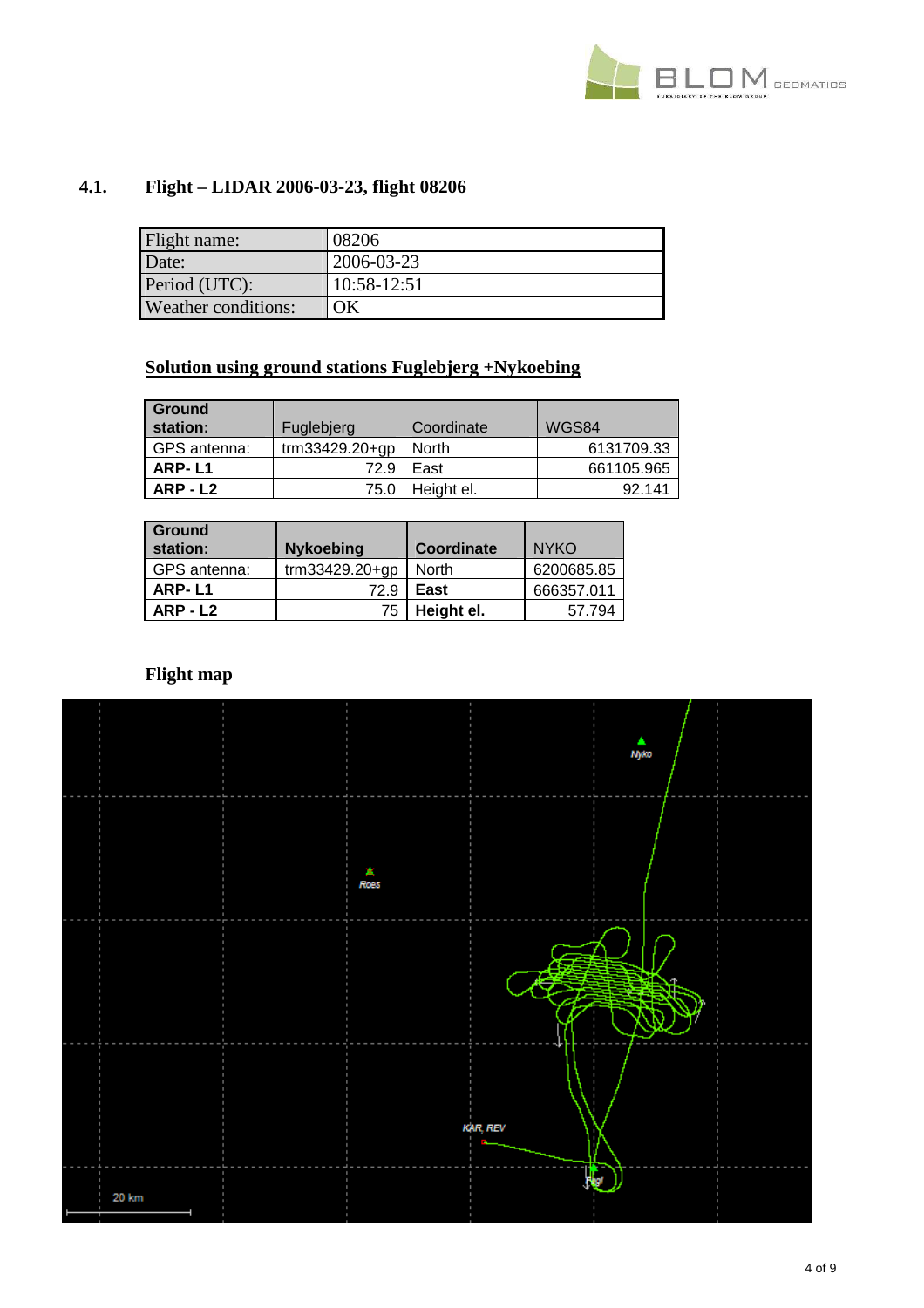## 4.1. Flight – LIDAR 2006-03-23, flight 08206

| Flight name: | 08206 |
|---|---|
| Date: | 2006-03-23 |
| Period (UTC): | 10:58-12:51 |
| Weather conditions: | OK |

**Solution using ground stations Fuglebjerg +Nykoebing**

| **Ground station:** | Fuglebjerg | Coordinate | WGS84 |
|---|---|---|---|
| GPS antenna: | trm33429.20+gp | North | 6131709.33 |
| **ARP- L1** | 72.9 | East | 661105.965 |
| **ARP - L2** | 75.0 | Height el. | 92.141 |

| **Ground station:** | **Nykoebing** | **Coordinate** | NYKO |
|---|---|---|---|
| GPS antenna: | trm33429.20+gp | North | 6200685.85 |
| **ARP- L1** | 72.9 | **East** | 666357.011 |
| **ARP - L2** | 75 | **Height el.** | 57.794 |

### Flight map

Nyko

Roes

KAR, REV

Fugl

20 km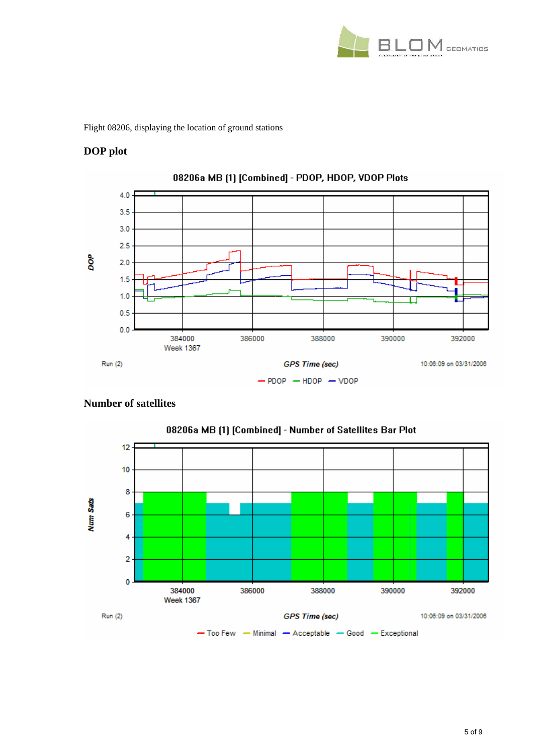Flight 08206, displaying the location of ground stations

## DOP plot

08206a MB (1) [Combined] - PDOP, HDOP, VDOP Plots

DOP

4.0
3.5
3.0
2.5
2.0
1.5
1.0
0.5
0.0

384000 Week 1367 | 386000 | 388000 | 390000 | 392000

Run (2) GPS Time (sec) 10:06:09 on 03/31/2006

PDOP HDOP VDOP

## Number of satellites

08206a MB (1) [Combined] - Number of Satellites Bar Plot

Num Sats

12
10
8
6
4
2
0

384000 Week 1367 | 386000 | 388000 | 390000 | 392000

Run (2) GPS Time (sec) 10:06:09 on 03/31/2006

Too Few Minimal Acceptable Good Exceptional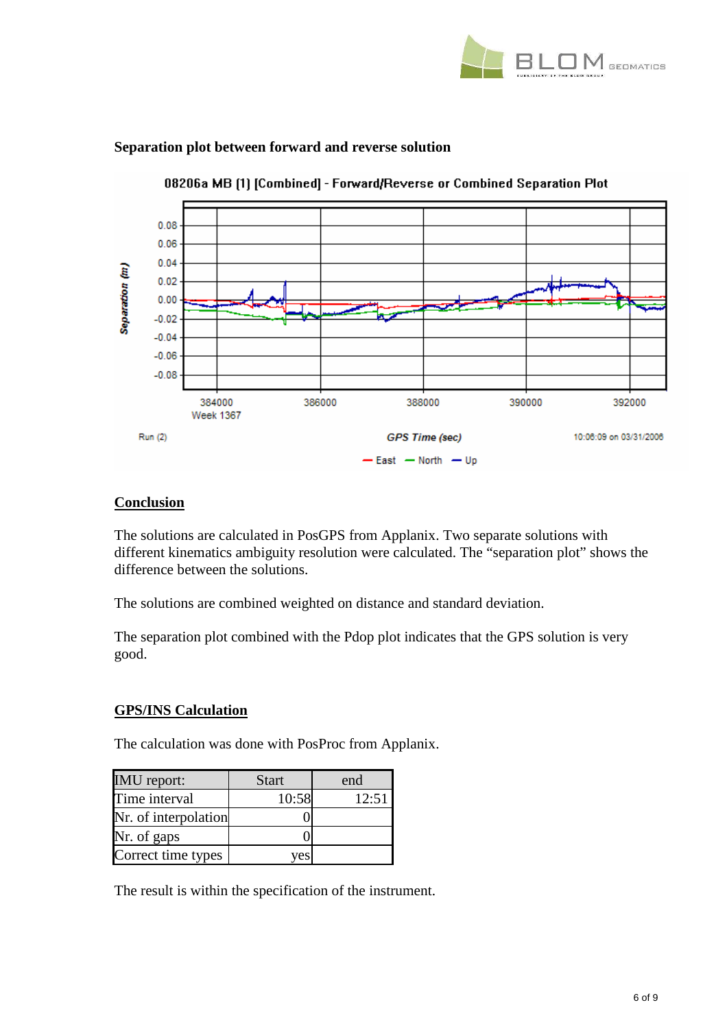**Separation plot between forward and reverse solution**

## Conclusion

The solutions are calculated in PosGPS from Applanix. Two separate solutions with different kinematics ambiguity resolution were calculated. The "separation plot" shows the difference between the solutions.

The solutions are combined weighted on distance and standard deviation.

The separation plot combined with the Pdop plot indicates that the GPS solution is very good.

## GPS/INS Calculation

The calculation was done with PosProc from Applanix.

| IMU report: | Start | end |
|---|---|---|
| Time interval | 10:58 | 12:51 |
| Nr. of interpolation | 0 | |
| Nr. of gaps | 0 | |
| Correct time types | yes | |

The result is within the specification of the instrument.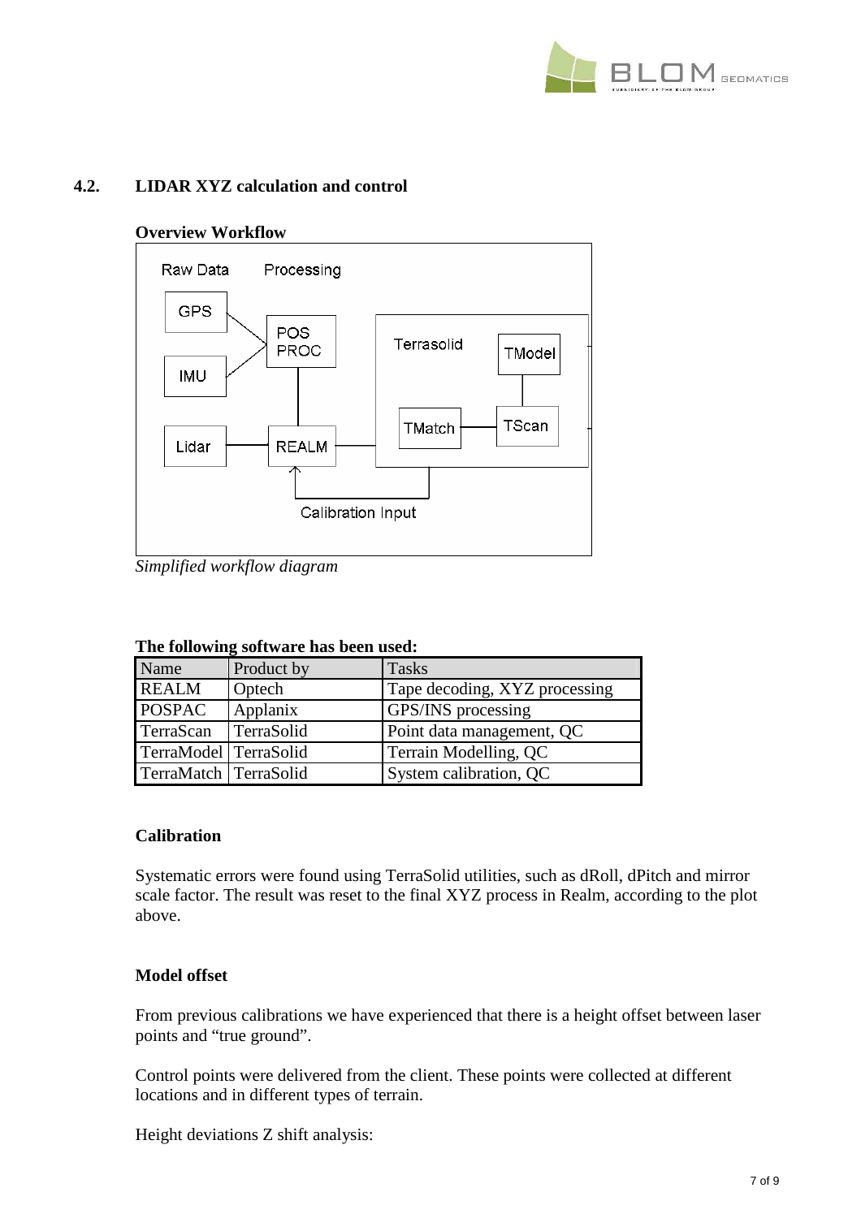## 4.2. LIDAR XYZ calculation and control

**Overview Workflow**

*Simplified workflow diagram*

**The following software has been used:**

| Name | Product by | Tasks |
|---|---|---|
| REALM | Optech | Tape decoding, XYZ processing |
| POSPAC | Applanix | GPS/INS processing |
| TerraScan | TerraSolid | Point data management, QC |
| TerraModel | TerraSolid | Terrain Modelling, QC |
| TerraMatch | TerraSolid | System calibration, QC |

**Calibration**

Systematic errors were found using TerraSolid utilities, such as dRoll, dPitch and mirror scale factor. The result was reset to the final XYZ process in Realm, according to the plot above.

**Model offset**

From previous calibrations we have experienced that there is a height offset between laser points and “true ground”.

Control points were delivered from the client. These points were collected at different locations and in different types of terrain.

Height deviations Z shift analysis: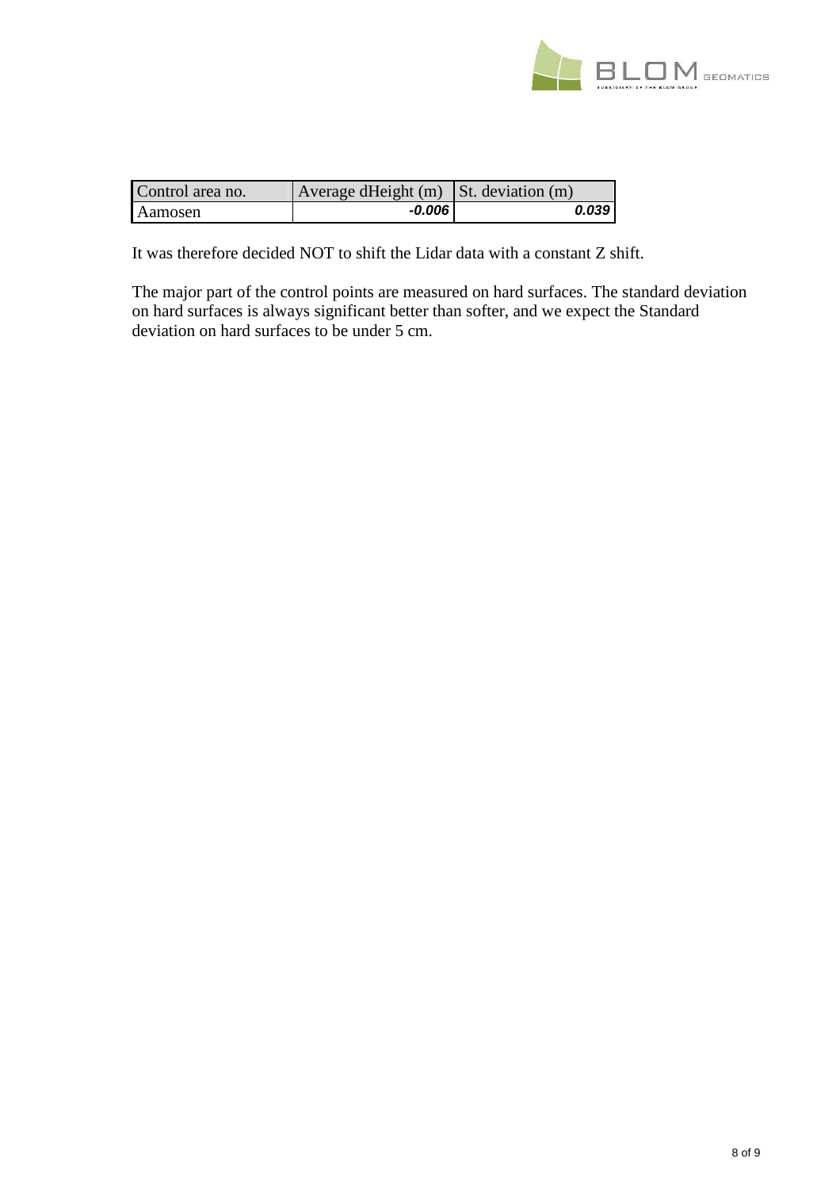| Control area no. | Average dHeight (m) | St. deviation (m) |
|---|---|---|
| Aamosen | ***-0.006*** | ***0.039*** |

It was therefore decided NOT to shift the Lidar data with a constant Z shift.

The major part of the control points are measured on hard surfaces. The standard deviation on hard surfaces is always significant better than softer, and we expect the Standard deviation on hard surfaces to be under 5 cm.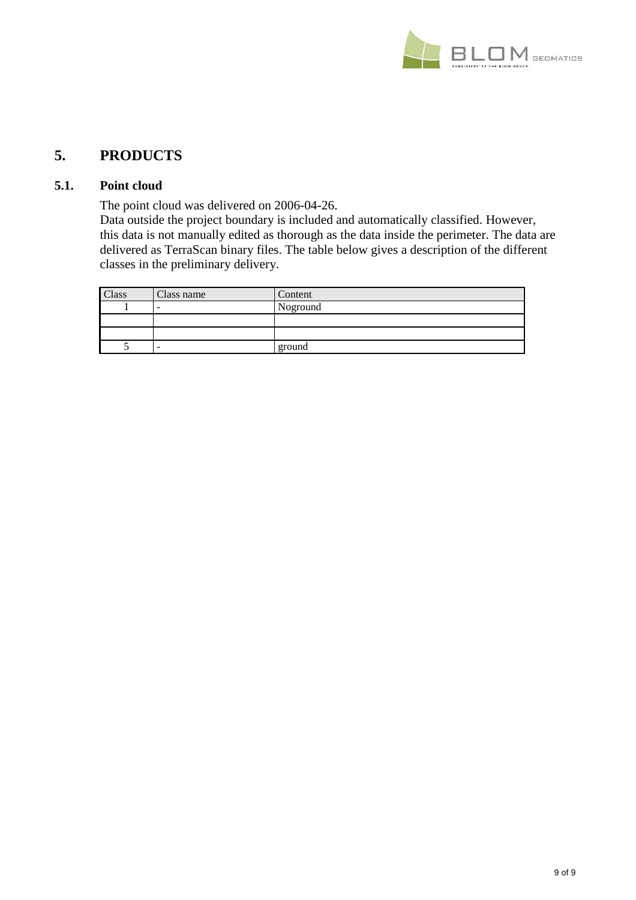# 5. PRODUCTS

## 5.1. Point cloud

The point cloud was delivered on 2006-04-26.
Data outside the project boundary is included and automatically classified. However, this data is not manually edited as thorough as the data inside the perimeter. The data are delivered as TerraScan binary files. The table below gives a description of the different classes in the preliminary delivery.

| Class | Class name | Content |
|---|---|---|
| 1 | - | Noground |
| | | |
| | | |
| 5 | - | ground |